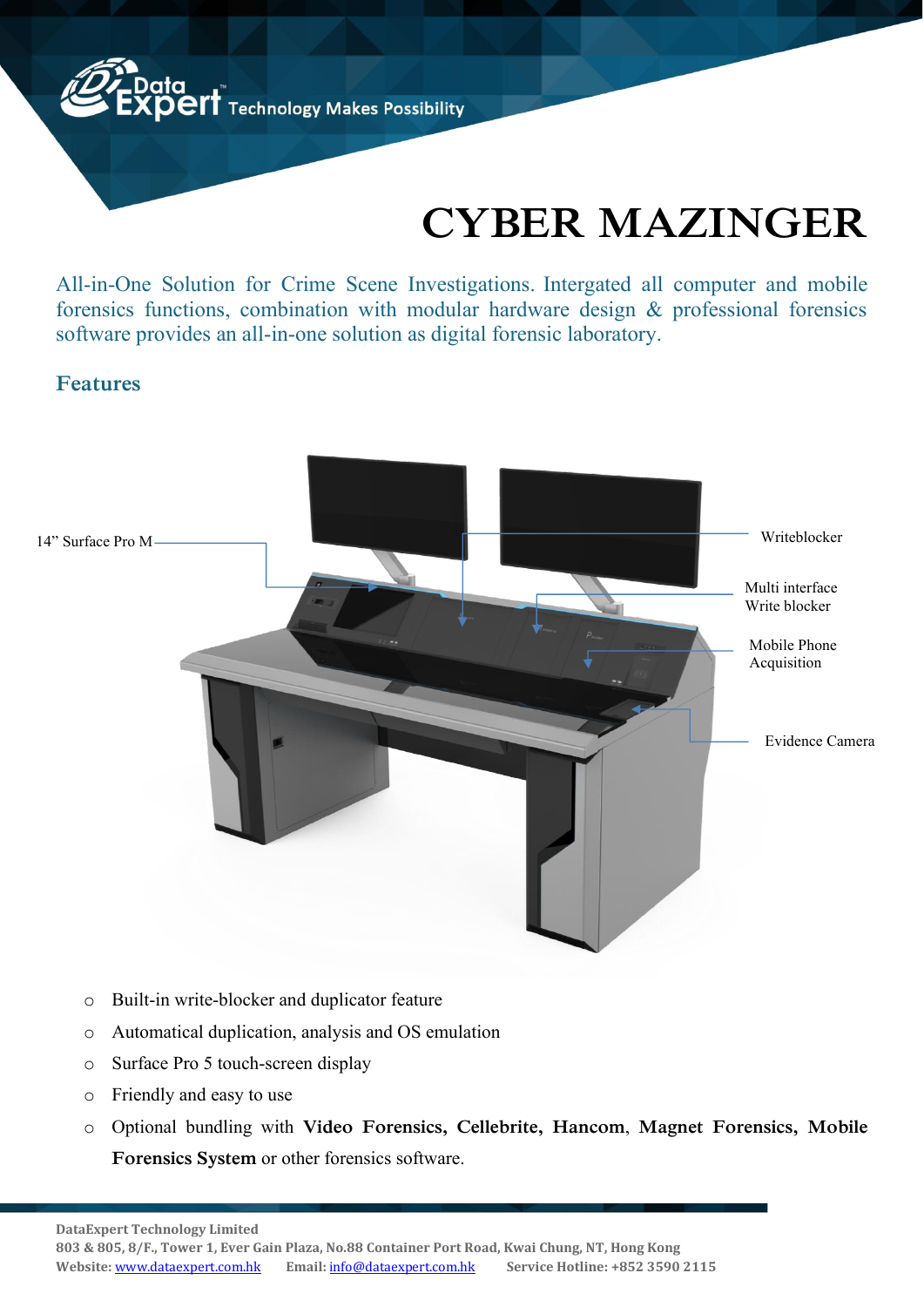DataExpert Technology Makes Possibility

# CYBER MAZINGER

All-in-One Solution for Crime Scene Investigations. Intergated all computer and mobile forensics functions, combination with modular hardware design & professional forensics software provides an all-in-one solution as digital forensic laboratory.

## Features

14” Surface Pro M

Writeblocker

Multi interface Write blocker

Mobile Phone Acquisition

Evidence Camera

- Built-in write-blocker and duplicator feature
- Automatical duplication, analysis and OS emulation
- Surface Pro 5 touch-screen display
- Friendly and easy to use
- Optional bundling with **Video Forensics, Cellebrite, Hancom**, **Magnet Forensics, Mobile Forensics System** or other forensics software.

**DataExpert Technology Limited**
**803 & 805, 8/F., Tower 1, Ever Gain Plaza, No.88 Container Port Road, Kwai Chung, NT, Hong Kong**
**Website:** www.dataexpert.com.hk **Email:** info@dataexpert.com.hk **Service Hotline: +852 3590 2115**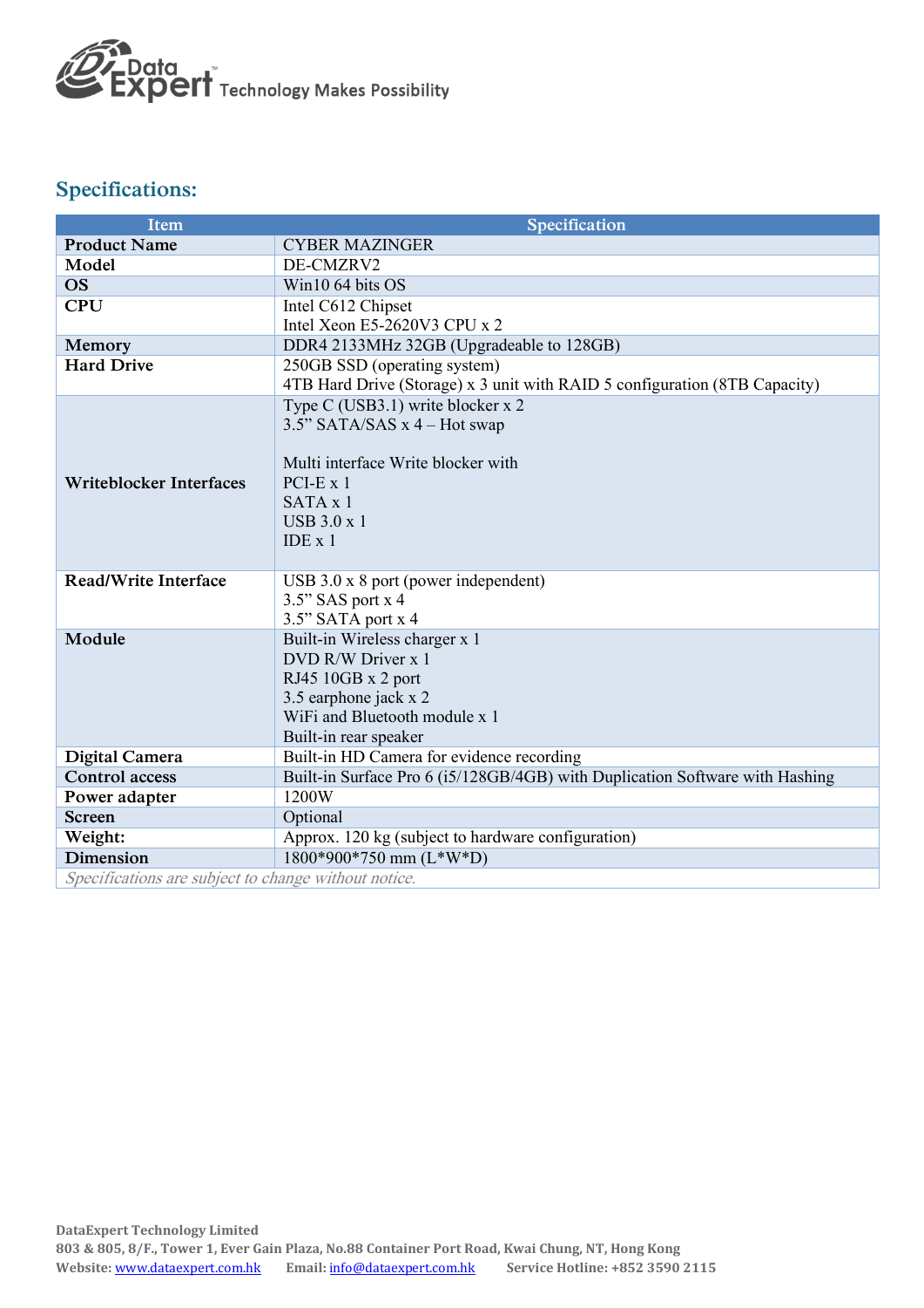## Specifications:

| Item | Specification |
|---|---|
| **Product Name** | CYBER MAZINGER |
| **Model** | DE-CMZRV2 |
| **OS** | Win10 64 bits OS |
| **CPU** | Intel C612 Chipset<br>Intel Xeon E5-2620V3 CPU x 2 |
| **Memory** | DDR4 2133MHz 32GB (Upgradeable to 128GB) |
| **Hard Drive** | 250GB SSD (operating system)<br>4TB Hard Drive (Storage) x 3 unit with RAID 5 configuration (8TB Capacity) |
| **Writeblocker Interfaces** | Type C (USB3.1) write blocker x 2<br>3.5" SATA/SAS x 4 – Hot swap<br><br>Multi interface Write blocker with<br>PCI-E x 1<br>SATA x 1<br>USB 3.0 x 1<br>IDE x 1 |
| **Read/Write Interface** | USB 3.0 x 8 port (power independent)<br>3.5" SAS port x 4<br>3.5" SATA port x 4 |
| **Module** | Built-in Wireless charger x 1<br>DVD R/W Driver x 1<br>RJ45 10GB x 2 port<br>3.5 earphone jack x 2<br>WiFi and Bluetooth module x 1<br>Built-in rear speaker |
| **Digital Camera** | Built-in HD Camera for evidence recording |
| **Control access** | Built-in Surface Pro 6 (i5/128GB/4GB) with Duplication Software with Hashing |
| **Power adapter** | 1200W |
| **Screen** | Optional |
| **Weight:** | Approx. 120 kg (subject to hardware configuration) |
| **Dimension** | 1800\*900\*750 mm (L\*W\*D) |

*Specifications are subject to change without notice.*

**DataExpert Technology Limited**
**803 & 805, 8/F., Tower 1, Ever Gain Plaza, No.88 Container Port Road, Kwai Chung, NT, Hong Kong**
**Website:** www.dataexpert.com.hk **Email:** info@dataexpert.com.hk **Service Hotline: +852 3590 2115**